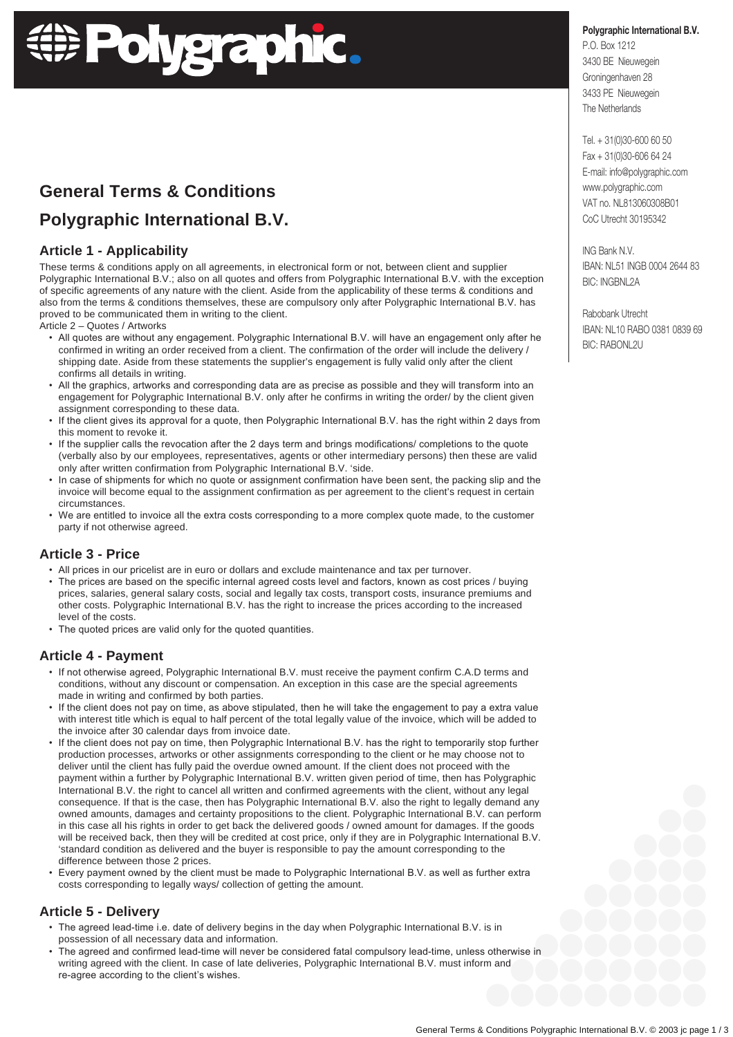# General Terms & Conditions

# Polygraphic International B.V.

**Polygraphic International B.V.**
P.O. Box 1212
3430 BE Nieuwegein
Groningenhaven 28
3433 PE Nieuwegein
The Netherlands

Tel. + 31(0)30-600 60 50
Fax + 31(0)30-606 64 24
E-mail: info@polygraphic.com
www.polygraphic.com
VAT no. NL813060308B01
CoC Utrecht 30195342

ING Bank N.V.
IBAN: NL51 INGB 0004 2644 83
BIC: INGBNL2A

Rabobank Utrecht
IBAN: NL10 RABO 0381 0839 69
BIC: RABONL2U

## Article 1 - Applicability

These terms & conditions apply on all agreements, in electronical form or not, between client and supplier Polygraphic International B.V.; also on all quotes and offers from Polygraphic International B.V. with the exception of specific agreements of any nature with the client. Aside from the applicability of these terms & conditions and also from the terms & conditions themselves, these are compulsory only after Polygraphic International B.V. has proved to be communicated them in writing to the client.

Article 2 – Quotes / Artworks

- All quotes are without any engagement. Polygraphic International B.V. will have an engagement only after he confirmed in writing an order received from a client. The confirmation of the order will include the delivery / shipping date. Aside from these statements the supplier's engagement is fully valid only after the client confirms all details in writing.
- All the graphics, artworks and corresponding data are as precise as possible and they will transform into an engagement for Polygraphic International B.V. only after he confirms in writing the order/ by the client given assignment corresponding to these data.
- If the client gives its approval for a quote, then Polygraphic International B.V. has the right within 2 days from this moment to revoke it.
- If the supplier calls the revocation after the 2 days term and brings modifications/ completions to the quote (verbally also by our employees, representatives, agents or other intermediary persons) then these are valid only after written confirmation from Polygraphic International B.V. 'side.
- In case of shipments for which no quote or assignment confirmation have been sent, the packing slip and the invoice will become equal to the assignment confirmation as per agreement to the client's request in certain circumstances.
- We are entitled to invoice all the extra costs corresponding to a more complex quote made, to the customer party if not otherwise agreed.

## Article 3 - Price

- All prices in our pricelist are in euro or dollars and exclude maintenance and tax per turnover.
- The prices are based on the specific internal agreed costs level and factors, known as cost prices / buying prices, salaries, general salary costs, social and legally tax costs, transport costs, insurance premiums and other costs. Polygraphic International B.V. has the right to increase the prices according to the increased level of the costs.
- The quoted prices are valid only for the quoted quantities.

## Article 4 - Payment

- If not otherwise agreed, Polygraphic International B.V. must receive the payment confirm C.A.D terms and conditions, without any discount or compensation. An exception in this case are the special agreements made in writing and confirmed by both parties.
- If the client does not pay on time, as above stipulated, then he will take the engagement to pay a extra value with interest title which is equal to half percent of the total legally value of the invoice, which will be added to the invoice after 30 calendar days from invoice date.
- If the client does not pay on time, then Polygraphic International B.V. has the right to temporarily stop further production processes, artworks or other assignments corresponding to the client or he may choose not to deliver until the client has fully paid the overdue owned amount. If the client does not proceed with the payment within a further by Polygraphic International B.V. written given period of time, then has Polygraphic International B.V. the right to cancel all written and confirmed agreements with the client, without any legal consequence. If that is the case, then has Polygraphic International B.V. also the right to legally demand any owned amounts, damages and certainty propositions to the client. Polygraphic International B.V. can perform in this case all his rights in order to get back the delivered goods / owned amount for damages. If the goods will be received back, then they will be credited at cost price, only if they are in Polygraphic International B.V. 'standard condition as delivered and the buyer is responsible to pay the amount corresponding to the difference between those 2 prices.
- Every payment owned by the client must be made to Polygraphic International B.V. as well as further extra costs corresponding to legally ways/ collection of getting the amount.

## Article 5 - Delivery

- The agreed lead-time i.e. date of delivery begins in the day when Polygraphic International B.V. is in possession of all necessary data and information.
- The agreed and confirmed lead-time will never be considered fatal compulsory lead-time, unless otherwise in writing agreed with the client. In case of late deliveries, Polygraphic International B.V. must inform and re-agree according to the client's wishes.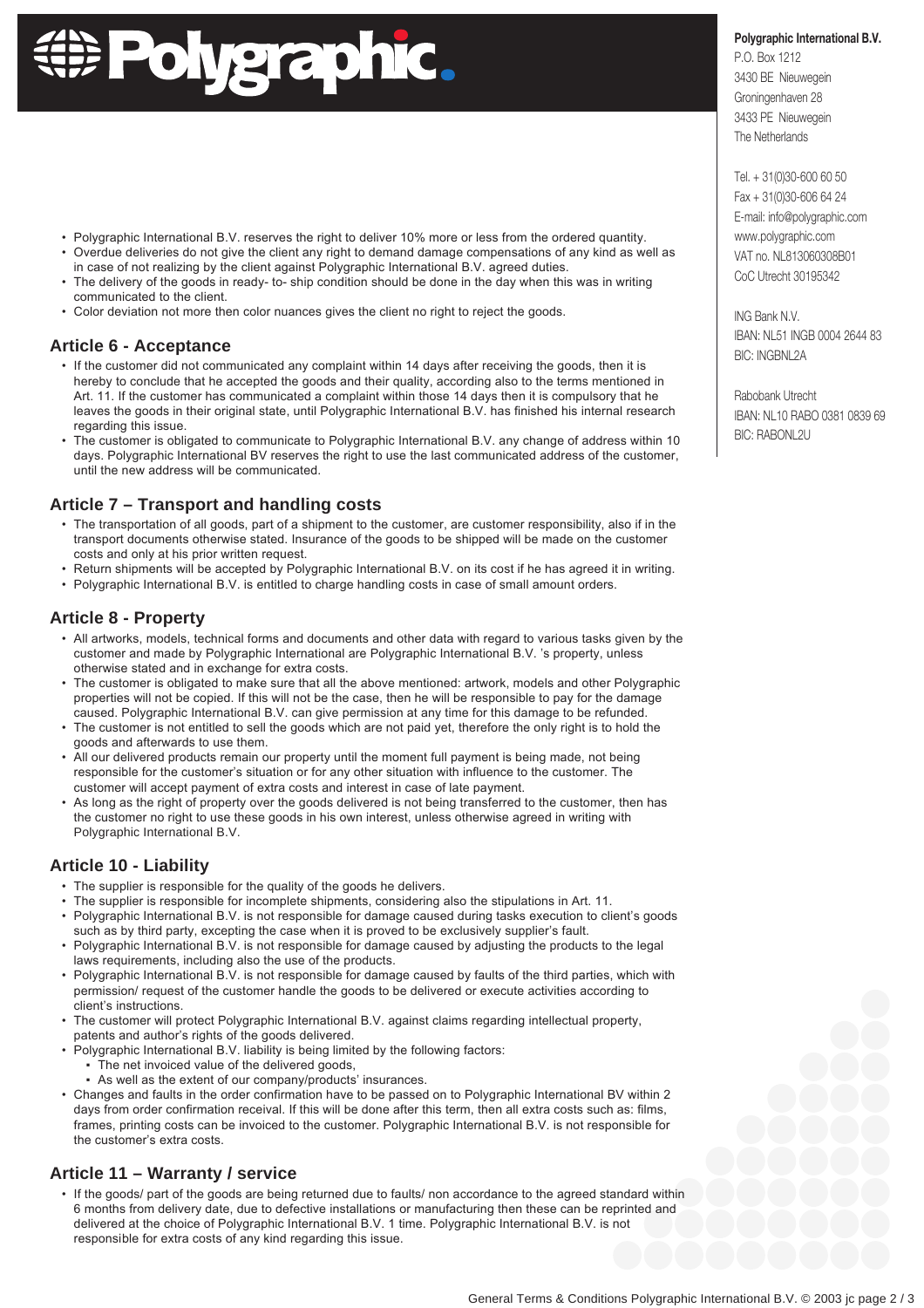**Polygraphic International B.V.**
P.O. Box 1212
3430 BE Nieuwegein
Groningenhaven 28
3433 PE Nieuwegein
The Netherlands

Tel. + 31(0)30-600 60 50
Fax + 31(0)30-606 64 24
E-mail: info@polygraphic.com
www.polygraphic.com
VAT no. NL813060308B01
CoC Utrecht 30195342

ING Bank N.V.
IBAN: NL51 INGB 0004 2644 83
BIC: INGBNL2A

Rabobank Utrecht
IBAN: NL10 RABO 0381 0839 69
BIC: RABONL2U

- Polygraphic International B.V. reserves the right to deliver 10% more or less from the ordered quantity.
- Overdue deliveries do not give the client any right to demand damage compensations of any kind as well as in case of not realizing by the client against Polygraphic International B.V. agreed duties.
- The delivery of the goods in ready- to- ship condition should be done in the day when this was in writing communicated to the client.
- Color deviation not more then color nuances gives the client no right to reject the goods.

## Article 6 - Acceptance

- If the customer did not communicated any complaint within 14 days after receiving the goods, then it is hereby to conclude that he accepted the goods and their quality, according also to the terms mentioned in Art. 11. If the customer has communicated a complaint within those 14 days then it is compulsory that he leaves the goods in their original state, until Polygraphic International B.V. has finished his internal research regarding this issue.
- The customer is obligated to communicate to Polygraphic International B.V. any change of address within 10 days. Polygraphic International BV reserves the right to use the last communicated address of the customer, until the new address will be communicated.

## Article 7 – Transport and handling costs

- The transportation of all goods, part of a shipment to the customer, are customer responsibility, also if in the transport documents otherwise stated. Insurance of the goods to be shipped will be made on the customer costs and only at his prior written request.
- Return shipments will be accepted by Polygraphic International B.V. on its cost if he has agreed it in writing.
- Polygraphic International B.V. is entitled to charge handling costs in case of small amount orders.

## Article 8 - Property

- All artworks, models, technical forms and documents and other data with regard to various tasks given by the customer and made by Polygraphic International are Polygraphic International B.V. 's property, unless otherwise stated and in exchange for extra costs.
- The customer is obligated to make sure that all the above mentioned: artwork, models and other Polygraphic properties will not be copied. If this will not be the case, then he will be responsible to pay for the damage caused. Polygraphic International B.V. can give permission at any time for this damage to be refunded.
- The customer is not entitled to sell the goods which are not paid yet, therefore the only right is to hold the goods and afterwards to use them.
- All our delivered products remain our property until the moment full payment is being made, not being responsible for the customer's situation or for any other situation with influence to the customer. The customer will accept payment of extra costs and interest in case of late payment.
- As long as the right of property over the goods delivered is not being transferred to the customer, then has the customer no right to use these goods in his own interest, unless otherwise agreed in writing with Polygraphic International B.V.

## Article 10 - Liability

- The supplier is responsible for the quality of the goods he delivers.
- The supplier is responsible for incomplete shipments, considering also the stipulations in Art. 11.
- Polygraphic International B.V. is not responsible for damage caused during tasks execution to client's goods such as by third party, excepting the case when it is proved to be exclusively supplier's fault.
- Polygraphic International B.V. is not responsible for damage caused by adjusting the products to the legal laws requirements, including also the use of the products.
- Polygraphic International B.V. is not responsible for damage caused by faults of the third parties, which with permission/ request of the customer handle the goods to be delivered or execute activities according to client's instructions.
- The customer will protect Polygraphic International B.V. against claims regarding intellectual property, patents and author's rights of the goods delivered.
- Polygraphic International B.V. liability is being limited by the following factors:
  - The net invoiced value of the delivered goods,
  - As well as the extent of our company/products' insurances.
- Changes and faults in the order confirmation have to be passed on to Polygraphic International BV within 2 days from order confirmation receival. If this will be done after this term, then all extra costs such as: films, frames, printing costs can be invoiced to the customer. Polygraphic International B.V. is not responsible for the customer's extra costs.

## Article 11 – Warranty / service

- If the goods/ part of the goods are being returned due to faults/ non accordance to the agreed standard within 6 months from delivery date, due to defective installations or manufacturing then these can be reprinted and delivered at the choice of Polygraphic International B.V. 1 time. Polygraphic International B.V. is not responsible for extra costs of any kind regarding this issue.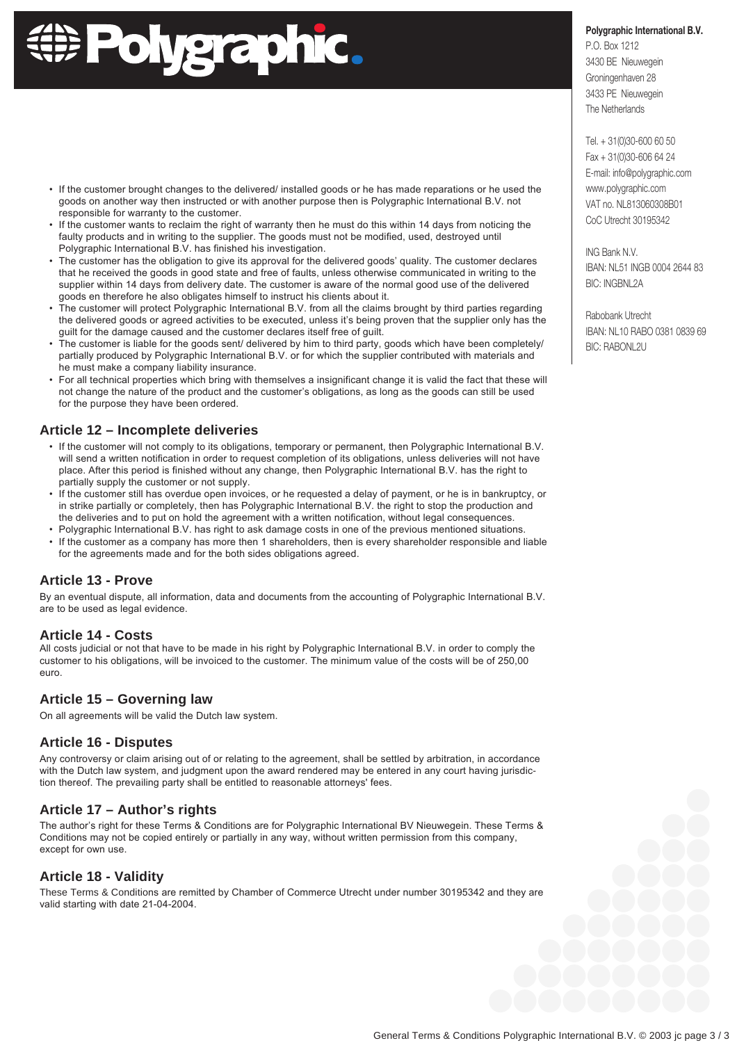**Polygraphic International B.V.**
P.O. Box 1212
3430 BE Nieuwegein
Groningenhaven 28
3433 PE Nieuwegein
The Netherlands

Tel. + 31(0)30-600 60 50
Fax + 31(0)30-606 64 24
E-mail: info@polygraphic.com
www.polygraphic.com
VAT no. NL813060308B01
CoC Utrecht 30195342

ING Bank N.V.
IBAN: NL51 INGB 0004 2644 83
BIC: INGBNL2A

Rabobank Utrecht
IBAN: NL10 RABO 0381 0839 69
BIC: RABONL2U

- If the customer brought changes to the delivered/ installed goods or he has made reparations or he used the goods on another way then instructed or with another purpose then is Polygraphic International B.V. not responsible for warranty to the customer.
- If the customer wants to reclaim the right of warranty then he must do this within 14 days from noticing the faulty products and in writing to the supplier. The goods must not be modified, used, destroyed until Polygraphic International B.V. has finished his investigation.
- The customer has the obligation to give its approval for the delivered goods' quality. The customer declares that he received the goods in good state and free of faults, unless otherwise communicated in writing to the supplier within 14 days from delivery date. The customer is aware of the normal good use of the delivered goods en therefore he also obligates himself to instruct his clients about it.
- The customer will protect Polygraphic International B.V. from all the claims brought by third parties regarding the delivered goods or agreed activities to be executed, unless it's being proven that the supplier only has the guilt for the damage caused and the customer declares itself free of guilt.
- The customer is liable for the goods sent/ delivered by him to third party, goods which have been completely/ partially produced by Polygraphic International B.V. or for which the supplier contributed with materials and he must make a company liability insurance.
- For all technical properties which bring with themselves a insignificant change it is valid the fact that these will not change the nature of the product and the customer's obligations, as long as the goods can still be used for the purpose they have been ordered.

## Article 12 – Incomplete deliveries

- If the customer will not comply to its obligations, temporary or permanent, then Polygraphic International B.V. will send a written notification in order to request completion of its obligations, unless deliveries will not have place. After this period is finished without any change, then Polygraphic International B.V. has the right to partially supply the customer or not supply.
- If the customer still has overdue open invoices, or he requested a delay of payment, or he is in bankruptcy, or in strike partially or completely, then has Polygraphic International B.V. the right to stop the production and the deliveries and to put on hold the agreement with a written notification, without legal consequences.
- Polygraphic International B.V. has right to ask damage costs in one of the previous mentioned situations.
- If the customer as a company has more then 1 shareholders, then is every shareholder responsible and liable for the agreements made and for the both sides obligations agreed.

## Article 13 - Prove

By an eventual dispute, all information, data and documents from the accounting of Polygraphic International B.V. are to be used as legal evidence.

## Article 14 - Costs

All costs judicial or not that have to be made in his right by Polygraphic International B.V. in order to comply the customer to his obligations, will be invoiced to the customer. The minimum value of the costs will be of 250,00 euro.

## Article 15 – Governing law

On all agreements will be valid the Dutch law system.

## Article 16 - Disputes

Any controversy or claim arising out of or relating to the agreement, shall be settled by arbitration, in accordance with the Dutch law system, and judgment upon the award rendered may be entered in any court having jurisdiction thereof. The prevailing party shall be entitled to reasonable attorneys' fees.

## Article 17 – Author's rights

The author's right for these Terms & Conditions are for Polygraphic International BV Nieuwegein. These Terms & Conditions may not be copied entirely or partially in any way, without written permission from this company, except for own use.

## Article 18 - Validity

These Terms & Conditions are remitted by Chamber of Commerce Utrecht under number 30195342 and they are valid starting with date 21-04-2004.